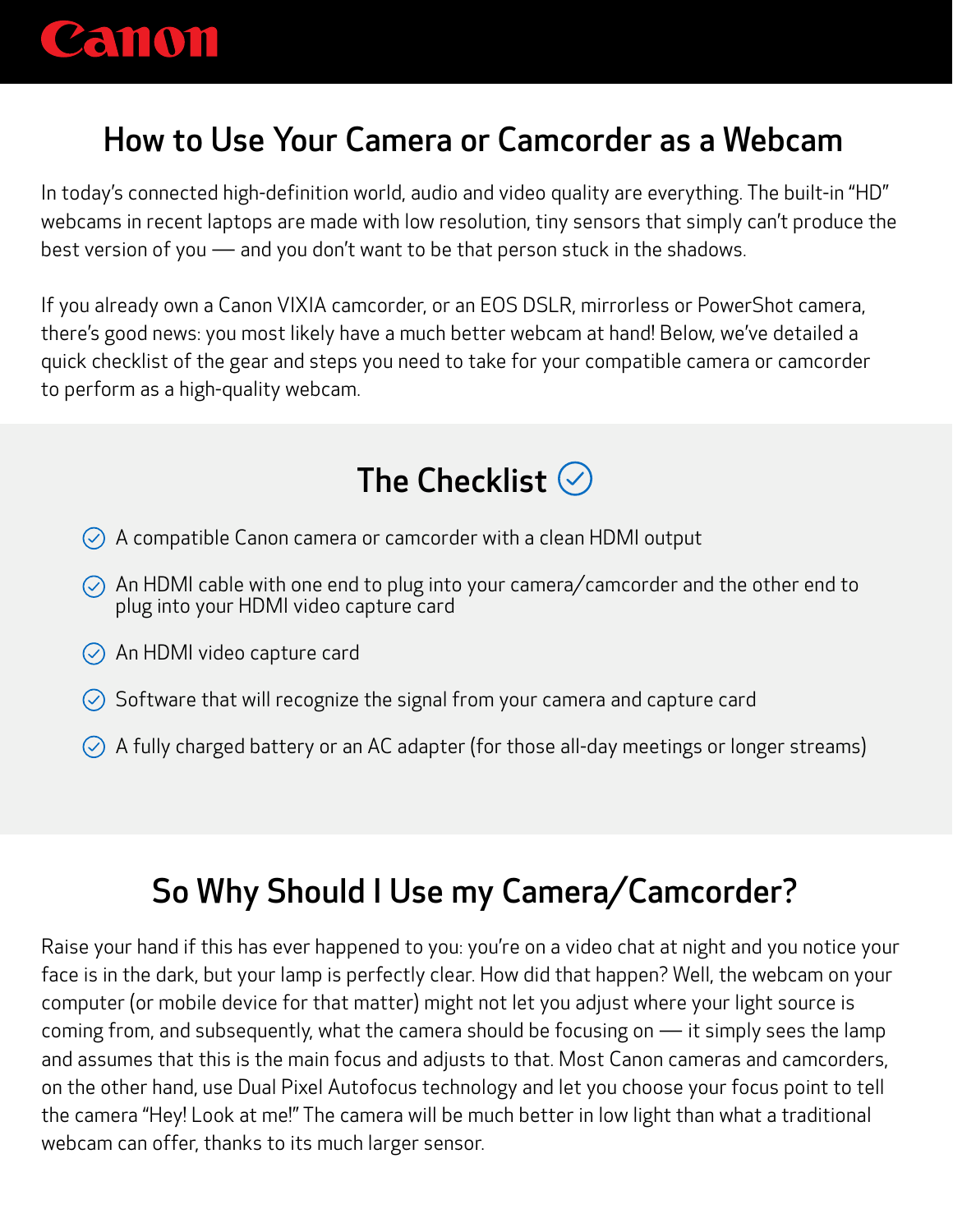Canon

# How to Use Your Camera or Camcorder as a Webcam

In today's connected high-definition world, audio and video quality are everything. The built-in "HD" webcams in recent laptops are made with low resolution, tiny sensors that simply can't produce the best version of you — and you don't want to be that person stuck in the shadows.

If you already own a Canon VIXIA camcorder, or an EOS DSLR, mirrorless or PowerShot camera, there's good news: you most likely have a much better webcam at hand! Below, we've detailed a quick checklist of the gear and steps you need to take for your compatible camera or camcorder to perform as a high-quality webcam.

## The Checklist

- A compatible Canon camera or camcorder with a clean HDMI output
- An HDMI cable with one end to plug into your camera/camcorder and the other end to plug into your HDMI video capture card
- An HDMI video capture card
- Software that will recognize the signal from your camera and capture card
- A fully charged battery or an AC adapter (for those all-day meetings or longer streams)

## So Why Should I Use my Camera/Camcorder?

Raise your hand if this has ever happened to you: you're on a video chat at night and you notice your face is in the dark, but your lamp is perfectly clear. How did that happen? Well, the webcam on your computer (or mobile device for that matter) might not let you adjust where your light source is coming from, and subsequently, what the camera should be focusing on — it simply sees the lamp and assumes that this is the main focus and adjusts to that. Most Canon cameras and camcorders, on the other hand, use Dual Pixel Autofocus technology and let you choose your focus point to tell the camera "Hey! Look at me!" The camera will be much better in low light than what a traditional webcam can offer, thanks to its much larger sensor.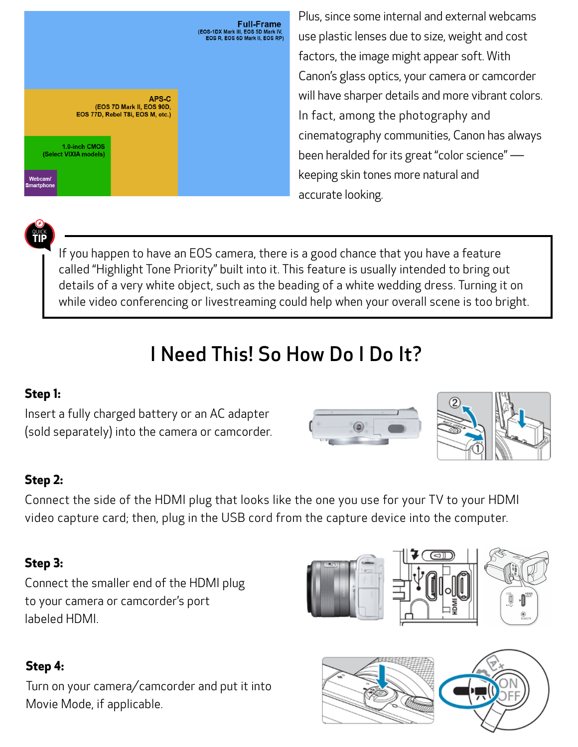Plus, since some internal and external webcams use plastic lenses due to size, weight and cost factors, the image might appear soft. With Canon's glass optics, your camera or camcorder will have sharper details and more vibrant colors. In fact, among the photography and cinematography communities, Canon has always been heralded for its great "color science" — keeping skin tones more natural and accurate looking.

> **QUICK TIP**
>
> If you happen to have an EOS camera, there is a good chance that you have a feature called "Highlight Tone Priority" built into it. This feature is usually intended to bring out details of a very white object, such as the beading of a white wedding dress. Turning it on while video conferencing or livestreaming could help when your overall scene is too bright.

## I Need This! So How Do I Do It?

**Step 1:**

Insert a fully charged battery or an AC adapter (sold separately) into the camera or camcorder.

**Step 2:**

Connect the side of the HDMI plug that looks like the one you use for your TV to your HDMI video capture card; then, plug in the USB cord from the capture device into the computer.

**Step 3:**

Connect the smaller end of the HDMI plug to your camera or camcorder's port labeled HDMI.

**Step 4:**

Turn on your camera/camcorder and put it into Movie Mode, if applicable.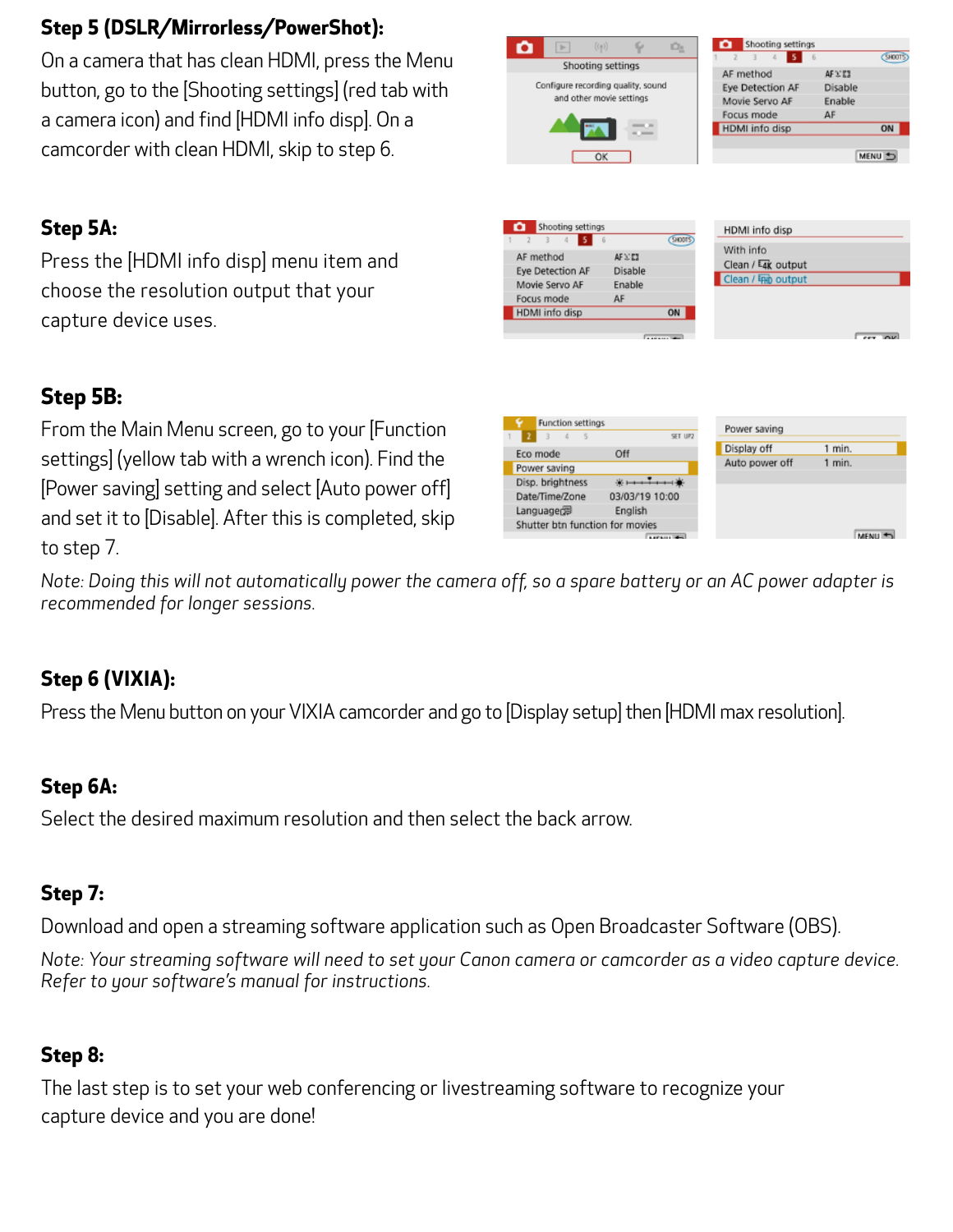**Step 5 (DSLR/Mirrorless/PowerShot):**

On a camera that has clean HDMI, press the Menu button, go to the [Shooting settings] (red tab with a camera icon) and find [HDMI info disp]. On a camcorder with clean HDMI, skip to step 6.

**Step 5A:**

Press the [HDMI info disp] menu item and choose the resolution output that your capture device uses.

**Step 5B:**

From the Main Menu screen, go to your [Function settings] (yellow tab with a wrench icon). Find the [Power saving] setting and select [Auto power off] and set it to [Disable]. After this is completed, skip to step 7.

*Note: Doing this will not automatically power the camera off, so a spare battery or an AC power adapter is recommended for longer sessions.*

**Step 6 (VIXIA):**

Press the Menu button on your VIXIA camcorder and go to [Display setup] then [HDMI max resolution].

**Step 6A:**

Select the desired maximum resolution and then select the back arrow.

**Step 7:**

Download and open a streaming software application such as Open Broadcaster Software (OBS).

*Note: Your streaming software will need to set your Canon camera or camcorder as a video capture device. Refer to your software's manual for instructions.*

**Step 8:**

The last step is to set your web conferencing or livestreaming software to recognize your capture device and you are done!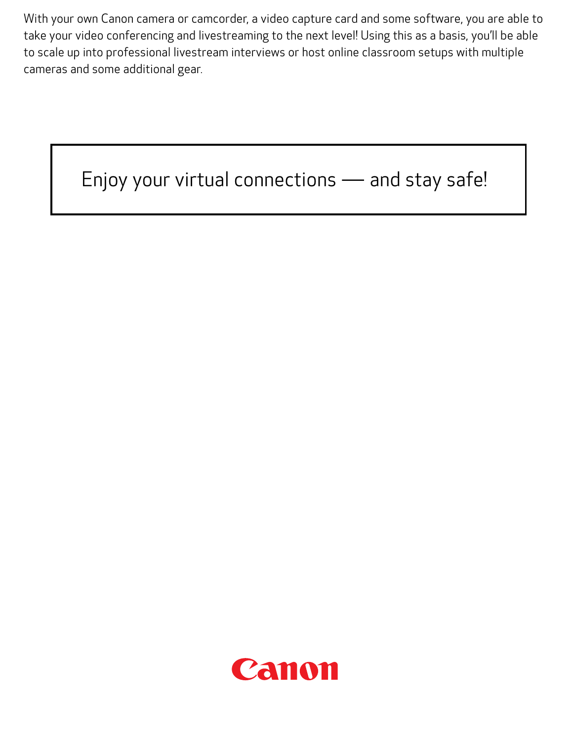With your own Canon camera or camcorder, a video capture card and some software, you are able to take your video conferencing and livestreaming to the next level! Using this as a basis, you'll be able to scale up into professional livestream interviews or host online classroom setups with multiple cameras and some additional gear.

Enjoy your virtual connections — and stay safe!

Canon